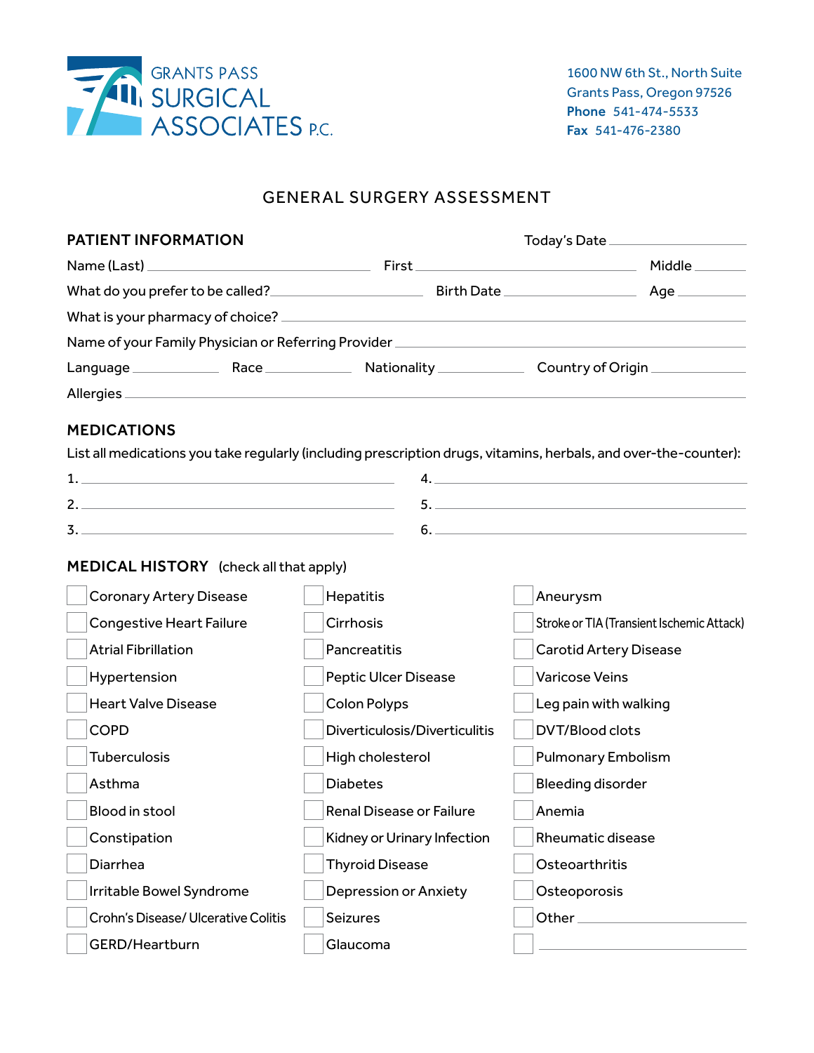GRANTS PASS SURGICAL ASSOCIATES P.C.

1600 NW 6th St., North Suite
Grants Pass, Oregon 97526
**Phone** 541-474-5533
**Fax** 541-476-2380

# GENERAL SURGERY ASSESSMENT

## PATIENT INFORMATION

Today's Date ______________

Name (Last) ______________ First ______________ Middle ______________

What do you prefer to be called? ______________ Birth Date ______________ Age ______________

What is your pharmacy of choice? ______________

Name of your Family Physician or Referring Provider ______________

Language ______________ Race ______________ Nationality ______________ Country of Origin ______________

Allergies ______________

## MEDICATIONS

List all medications you take regularly (including prescription drugs, vitamins, herbals, and over-the-counter):

1. ______________
2. ______________
3. ______________
4. ______________
5. ______________
6. ______________

## MEDICAL HISTORY (check all that apply)

- ☐ Coronary Artery Disease
- ☐ Congestive Heart Failure
- ☐ Atrial Fibrillation
- ☐ Hypertension
- ☐ Heart Valve Disease
- ☐ COPD
- ☐ Tuberculosis
- ☐ Asthma
- ☐ Blood in stool
- ☐ Constipation
- ☐ Diarrhea
- ☐ Irritable Bowel Syndrome
- ☐ Crohn's Disease/ Ulcerative Colitis
- ☐ GERD/Heartburn
- ☐ Hepatitis
- ☐ Cirrhosis
- ☐ Pancreatitis
- ☐ Peptic Ulcer Disease
- ☐ Colon Polyps
- ☐ Diverticulosis/Diverticulitis
- ☐ High cholesterol
- ☐ Diabetes
- ☐ Renal Disease or Failure
- ☐ Kidney or Urinary Infection
- ☐ Thyroid Disease
- ☐ Depression or Anxiety
- ☐ Seizures
- ☐ Glaucoma
- ☐ Aneurysm
- ☐ Stroke or TIA (Transient Ischemic Attack)
- ☐ Carotid Artery Disease
- ☐ Varicose Veins
- ☐ Leg pain with walking
- ☐ DVT/Blood clots
- ☐ Pulmonary Embolism
- ☐ Bleeding disorder
- ☐ Anemia
- ☐ Rheumatic disease
- ☐ Osteoarthritis
- ☐ Osteoporosis
- ☐ Other ______________
- ☐ ______________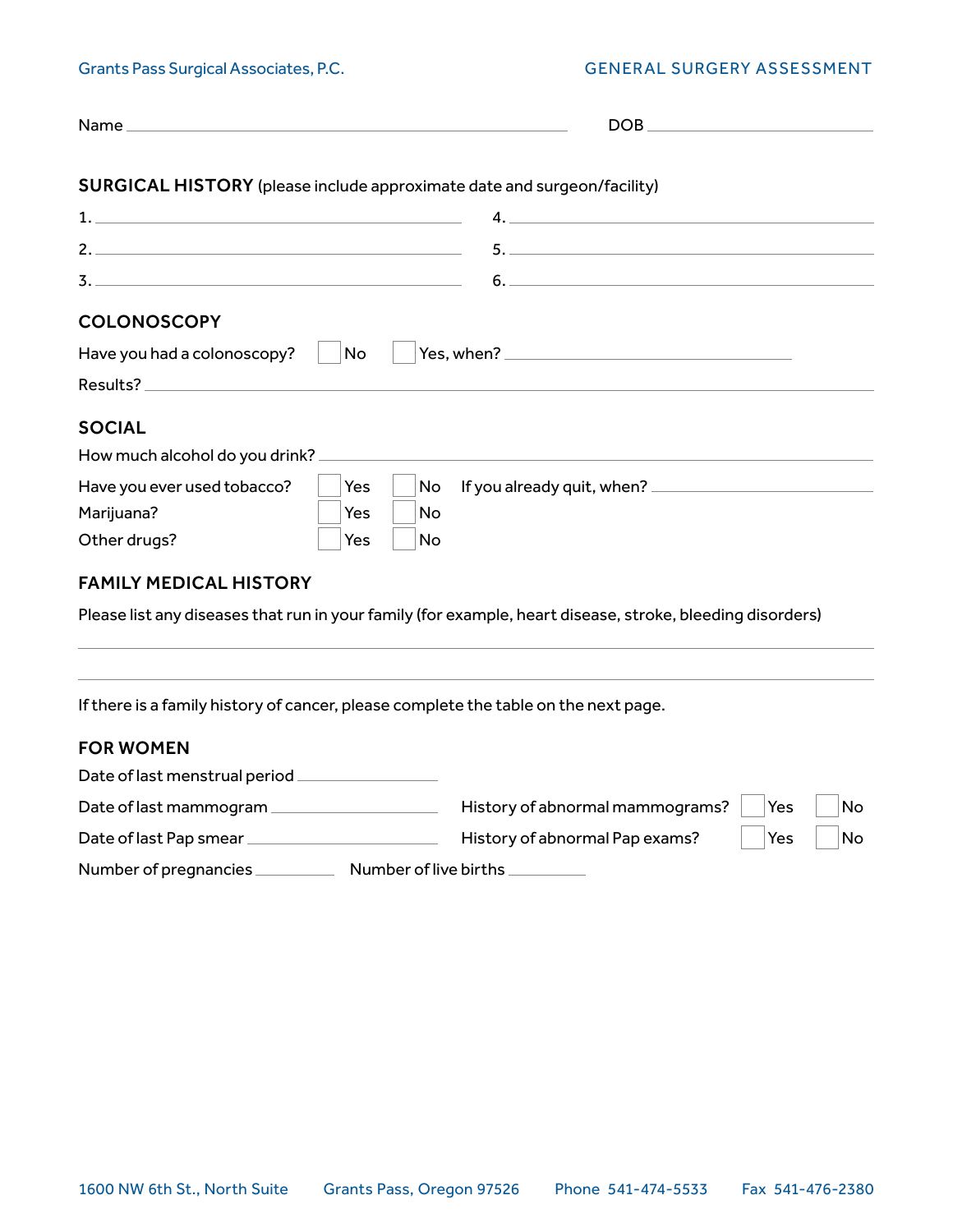Grants Pass Surgical Associates, P.C.

# GENERAL SURGERY ASSESSMENT

Name ______________________________ DOB ____________________

## SURGICAL HISTORY (please include approximate date and surgeon/facility)

1. ______________________________
2. ______________________________
3. ______________________________
4. ______________________________
5. ______________________________
6. ______________________________

## COLONOSCOPY

Have you had a colonoscopy? ☐ No ☐ Yes, when? ____________________

Results? ______________________________

## SOCIAL

How much alcohol do you drink? ______________________________

Have you ever used tobacco? ☐ Yes ☐ No If you already quit, when? ____________________

Marijuana? ☐ Yes ☐ No

Other drugs? ☐ Yes ☐ No

## FAMILY MEDICAL HISTORY

Please list any diseases that run in your family (for example, heart disease, stroke, bleeding disorders)

______________________________

______________________________

If there is a family history of cancer, please complete the table on the next page.

## FOR WOMEN

Date of last menstrual period ____________________

Date of last mammogram ____________________ History of abnormal mammograms? ☐ Yes ☐ No

Date of last Pap smear ____________________ History of abnormal Pap exams? ☐ Yes ☐ No

Number of pregnancies __________ Number of live births __________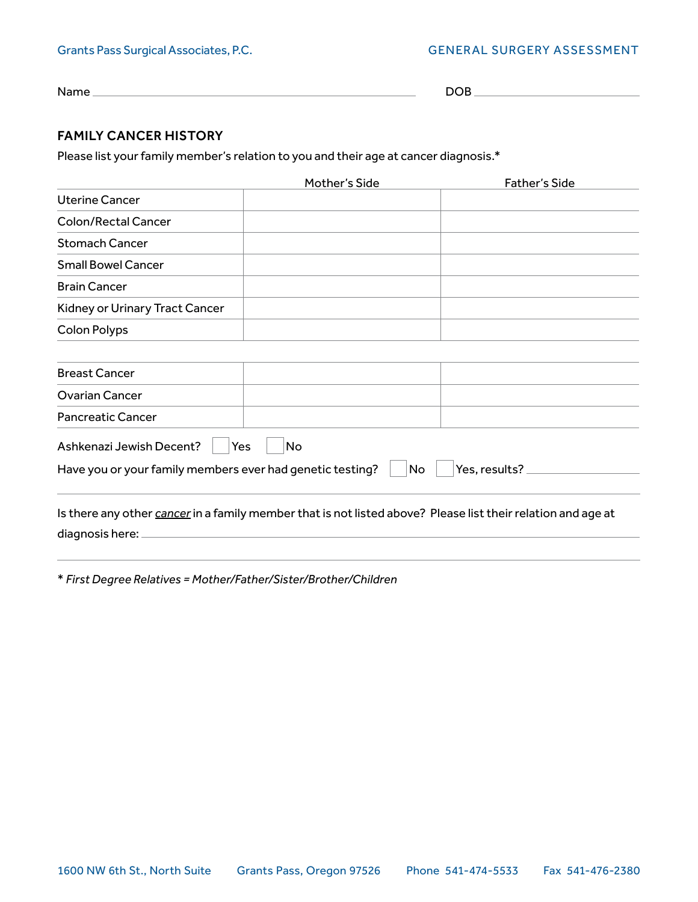Grants Pass Surgical Associates, P.C.

GENERAL SURGERY ASSESSMENT

Name ______________________________ DOB ______________

## FAMILY CANCER HISTORY

Please list your family member's relation to you and their age at cancer diagnosis.*

| | Mother's Side | Father's Side |
|---|---|---|
| Uterine Cancer | | |
| Colon/Rectal Cancer | | |
| Stomach Cancer | | |
| Small Bowel Cancer | | |
| Brain Cancer | | |
| Kidney or Urinary Tract Cancer | | |
| Colon Polyps | | |
| | | |
| Breast Cancer | | |
| Ovarian Cancer | | |
| Pancreatic Cancer | | |

Ashkenazi Jewish Decent? ☐ Yes ☐ No

Have you or your family members ever had genetic testing? ☐ No ☐ Yes, results? ______________

Is there any other *cancer* in a family member that is not listed above? Please list their relation and age at diagnosis here: ______________________________

*\* First Degree Relatives = Mother/Father/Sister/Brother/Children*

1600 NW 6th St., North Suite Grants Pass, Oregon 97526 Phone 541-474-5533 Fax 541-476-2380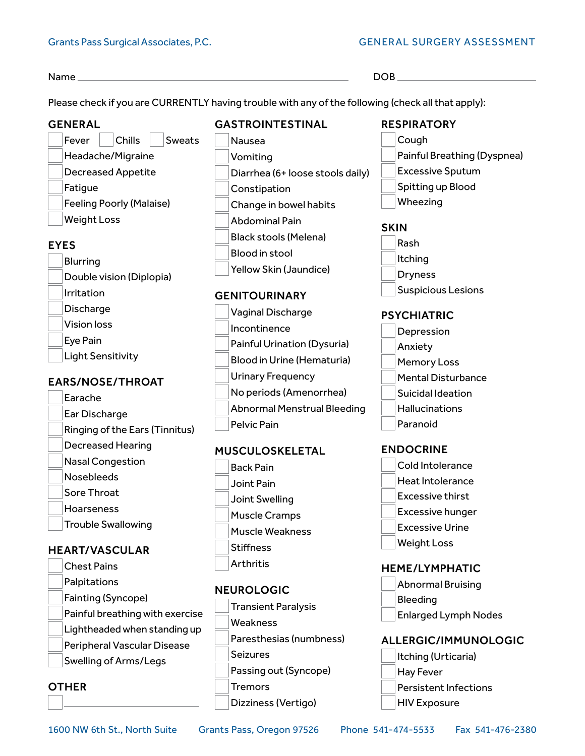Grants Pass Surgical Associates, P.C.

# GENERAL SURGERY ASSESSMENT

Name ______________________________ DOB ______________

Please check if you are CURRENTLY having trouble with any of the following (check all that apply):

## GENERAL

- [ ] Fever
- [ ] Chills
- [ ] Sweats
- [ ] Headache/Migraine
- [ ] Decreased Appetite
- [ ] Fatigue
- [ ] Feeling Poorly (Malaise)
- [ ] Weight Loss

## EYES

- [ ] Blurring
- [ ] Double vision (Diplopia)
- [ ] Irritation
- [ ] Discharge
- [ ] Vision loss
- [ ] Eye Pain
- [ ] Light Sensitivity

## EARS/NOSE/THROAT

- [ ] Earache
- [ ] Ear Discharge
- [ ] Ringing of the Ears (Tinnitus)
- [ ] Decreased Hearing
- [ ] Nasal Congestion
- [ ] Nosebleeds
- [ ] Sore Throat
- [ ] Hoarseness
- [ ] Trouble Swallowing

## HEART/VASCULAR

- [ ] Chest Pains
- [ ] Palpitations
- [ ] Fainting (Syncope)
- [ ] Painful breathing with exercise
- [ ] Lightheaded when standing up
- [ ] Peripheral Vascular Disease
- [ ] Swelling of Arms/Legs

## OTHER

- [ ] ______________________

## GASTROINTESTINAL

- [ ] Nausea
- [ ] Vomiting
- [ ] Diarrhea (6+ loose stools daily)
- [ ] Constipation
- [ ] Change in bowel habits
- [ ] Abdominal Pain
- [ ] Black stools (Melena)
- [ ] Blood in stool
- [ ] Yellow Skin (Jaundice)

## GENITOURINARY

- [ ] Vaginal Discharge
- [ ] Incontinence
- [ ] Painful Urination (Dysuria)
- [ ] Blood in Urine (Hematuria)
- [ ] Urinary Frequency
- [ ] No periods (Amenorrhea)
- [ ] Abnormal Menstrual Bleeding
- [ ] Pelvic Pain

## MUSCULOSKELETAL

- [ ] Back Pain
- [ ] Joint Pain
- [ ] Joint Swelling
- [ ] Muscle Cramps
- [ ] Muscle Weakness
- [ ] Stiffness
- [ ] Arthritis

## NEUROLOGIC

- [ ] Transient Paralysis
- [ ] Weakness
- [ ] Paresthesias (numbness)
- [ ] Seizures
- [ ] Passing out (Syncope)
- [ ] Tremors
- [ ] Dizziness (Vertigo)

## RESPIRATORY

- [ ] Cough
- [ ] Painful Breathing (Dyspnea)
- [ ] Excessive Sputum
- [ ] Spitting up Blood
- [ ] Wheezing

## SKIN

- [ ] Rash
- [ ] Itching
- [ ] Dryness
- [ ] Suspicious Lesions

## PSYCHIATRIC

- [ ] Depression
- [ ] Anxiety
- [ ] Memory Loss
- [ ] Mental Disturbance
- [ ] Suicidal Ideation
- [ ] Hallucinations
- [ ] Paranoid

## ENDOCRINE

- [ ] Cold Intolerance
- [ ] Heat Intolerance
- [ ] Excessive thirst
- [ ] Excessive hunger
- [ ] Excessive Urine
- [ ] Weight Loss

## HEME/LYMPHATIC

- [ ] Abnormal Bruising
- [ ] Bleeding
- [ ] Enlarged Lymph Nodes

## ALLERGIC/IMMUNOLOGIC

- [ ] Itching (Urticaria)
- [ ] Hay Fever
- [ ] Persistent Infections
- [ ] HIV Exposure

1600 NW 6th St., North Suite Grants Pass, Oregon 97526 Phone 541-474-5533 Fax 541-476-2380